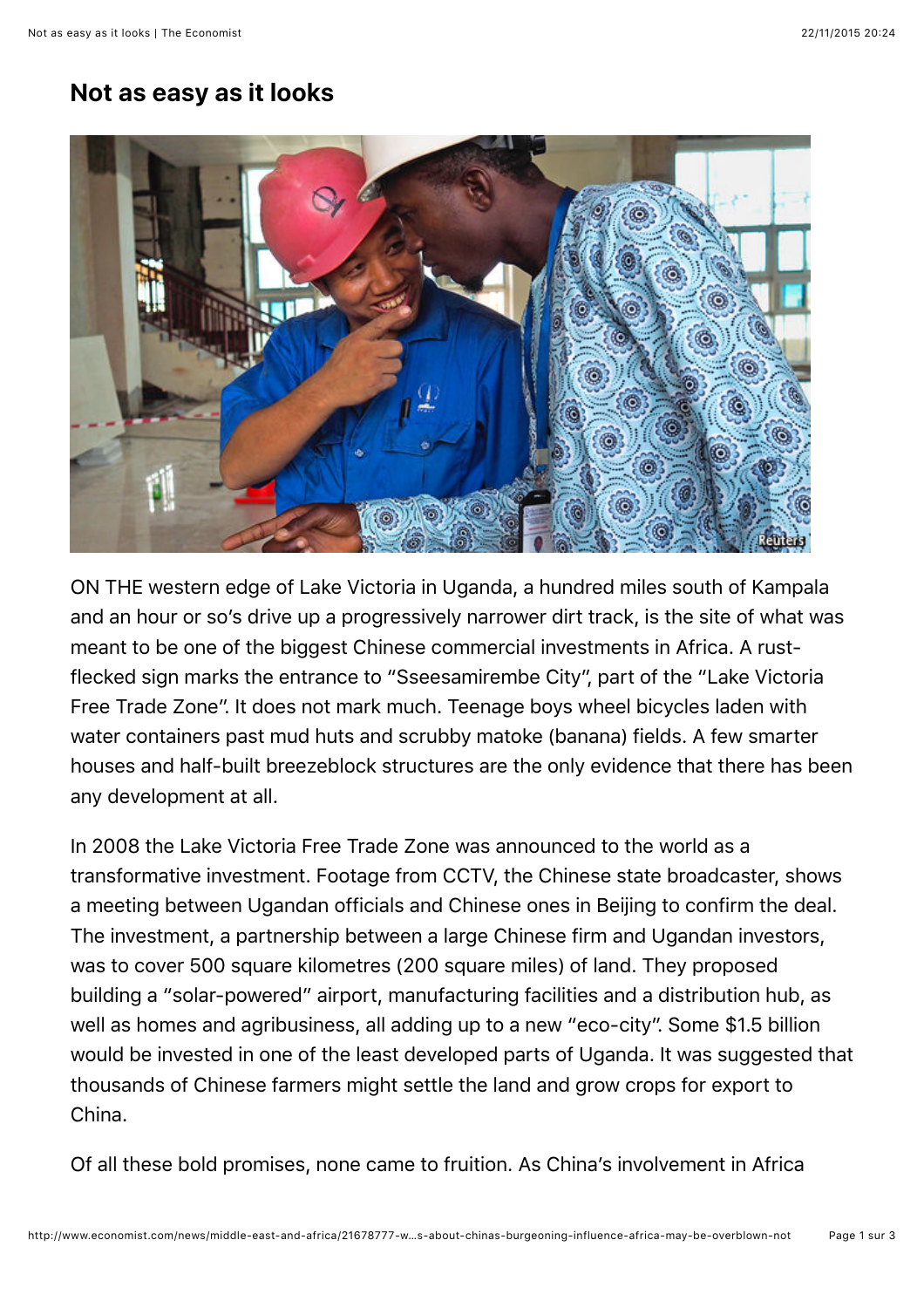# Not as easy as it looks

ON THE western edge of Lake Victoria in Uganda, a hundred miles south of Kampala and an hour or so's drive up a progressively narrower dirt track, is the site of what was meant to be one of the biggest Chinese commercial investments in Africa. A rust-flecked sign marks the entrance to "Sseesamirembe City", part of the "Lake Victoria Free Trade Zone". It does not mark much. Teenage boys wheel bicycles laden with water containers past mud huts and scrubby matoke (banana) fields. A few smarter houses and half-built breezeblock structures are the only evidence that there has been any development at all.

In 2008 the Lake Victoria Free Trade Zone was announced to the world as a transformative investment. Footage from CCTV, the Chinese state broadcaster, shows a meeting between Ugandan officials and Chinese ones in Beijing to confirm the deal. The investment, a partnership between a large Chinese firm and Ugandan investors, was to cover 500 square kilometres (200 square miles) of land. They proposed building a "solar-powered" airport, manufacturing facilities and a distribution hub, as well as homes and agribusiness, all adding up to a new "eco-city". Some $1.5 billion would be invested in one of the least developed parts of Uganda. It was suggested that thousands of Chinese farmers might settle the land and grow crops for export to China.

Of all these bold promises, none came to fruition. As China's involvement in Africa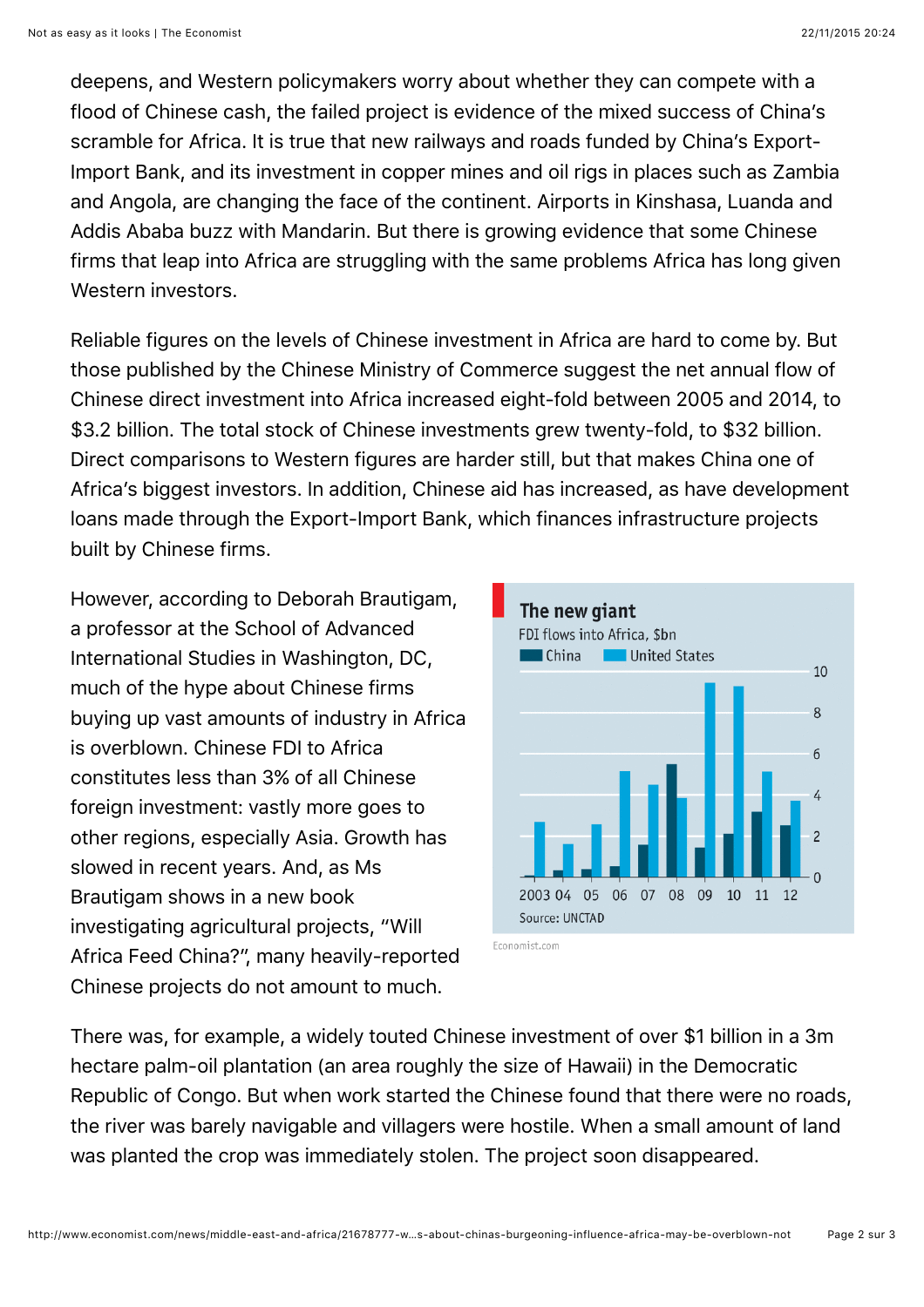deepens, and Western policymakers worry about whether they can compete with a flood of Chinese cash, the failed project is evidence of the mixed success of China's scramble for Africa. It is true that new railways and roads funded by China's Export-Import Bank, and its investment in copper mines and oil rigs in places such as Zambia and Angola, are changing the face of the continent. Airports in Kinshasa, Luanda and Addis Ababa buzz with Mandarin. But there is growing evidence that some Chinese firms that leap into Africa are struggling with the same problems Africa has long given Western investors.

Reliable figures on the levels of Chinese investment in Africa are hard to come by. But those published by the Chinese Ministry of Commerce suggest the net annual flow of Chinese direct investment into Africa increased eight-fold between 2005 and 2014, to $3.2 billion. The total stock of Chinese investments grew twenty-fold, to $32 billion. Direct comparisons to Western figures are harder still, but that makes China one of Africa's biggest investors. In addition, Chinese aid has increased, as have development loans made through the Export-Import Bank, which finances infrastructure projects built by Chinese firms.

However, according to Deborah Brautigam, a professor at the School of Advanced International Studies in Washington, DC, much of the hype about Chinese firms buying up vast amounts of industry in Africa is overblown. Chinese FDI to Africa constitutes less than 3% of all Chinese foreign investment: vastly more goes to other regions, especially Asia. Growth has slowed in recent years. And, as Ms Brautigam shows in a new book investigating agricultural projects, "Will Africa Feed China?", many heavily-reported Chinese projects do not amount to much.

**The new giant**

FDI flows into Africa, $bn

China | United States

10
8
6
4
2
0

2003 04 05 06 07 08 09 10 11 12

Source: UNCTAD

Economist.com

There was, for example, a widely touted Chinese investment of over $1 billion in a 3m hectare palm-oil plantation (an area roughly the size of Hawaii) in the Democratic Republic of Congo. But when work started the Chinese found that there were no roads, the river was barely navigable and villagers were hostile. When a small amount of land was planted the crop was immediately stolen. The project soon disappeared.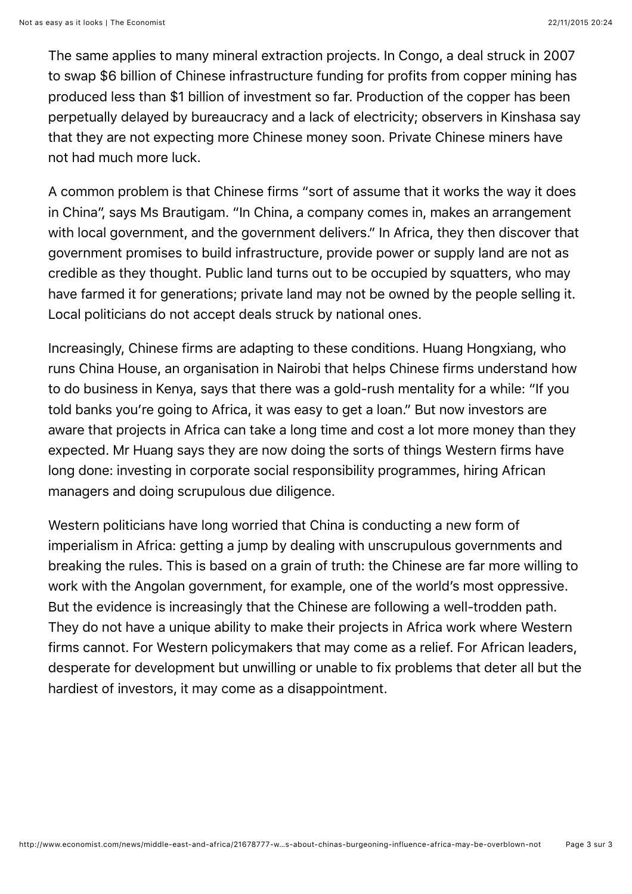The same applies to many mineral extraction projects. In Congo, a deal struck in 2007 to swap $6 billion of Chinese infrastructure funding for profits from copper mining has produced less than $1 billion of investment so far. Production of the copper has been perpetually delayed by bureaucracy and a lack of electricity; observers in Kinshasa say that they are not expecting more Chinese money soon. Private Chinese miners have not had much more luck.

A common problem is that Chinese firms "sort of assume that it works the way it does in China", says Ms Brautigam. "In China, a company comes in, makes an arrangement with local government, and the government delivers." In Africa, they then discover that government promises to build infrastructure, provide power or supply land are not as credible as they thought. Public land turns out to be occupied by squatters, who may have farmed it for generations; private land may not be owned by the people selling it. Local politicians do not accept deals struck by national ones.

Increasingly, Chinese firms are adapting to these conditions. Huang Hongxiang, who runs China House, an organisation in Nairobi that helps Chinese firms understand how to do business in Kenya, says that there was a gold-rush mentality for a while: "If you told banks you're going to Africa, it was easy to get a loan." But now investors are aware that projects in Africa can take a long time and cost a lot more money than they expected. Mr Huang says they are now doing the sorts of things Western firms have long done: investing in corporate social responsibility programmes, hiring African managers and doing scrupulous due diligence.

Western politicians have long worried that China is conducting a new form of imperialism in Africa: getting a jump by dealing with unscrupulous governments and breaking the rules. This is based on a grain of truth: the Chinese are far more willing to work with the Angolan government, for example, one of the world's most oppressive. But the evidence is increasingly that the Chinese are following a well-trodden path. They do not have a unique ability to make their projects in Africa work where Western firms cannot. For Western policymakers that may come as a relief. For African leaders, desperate for development but unwilling or unable to fix problems that deter all but the hardiest of investors, it may come as a disappointment.